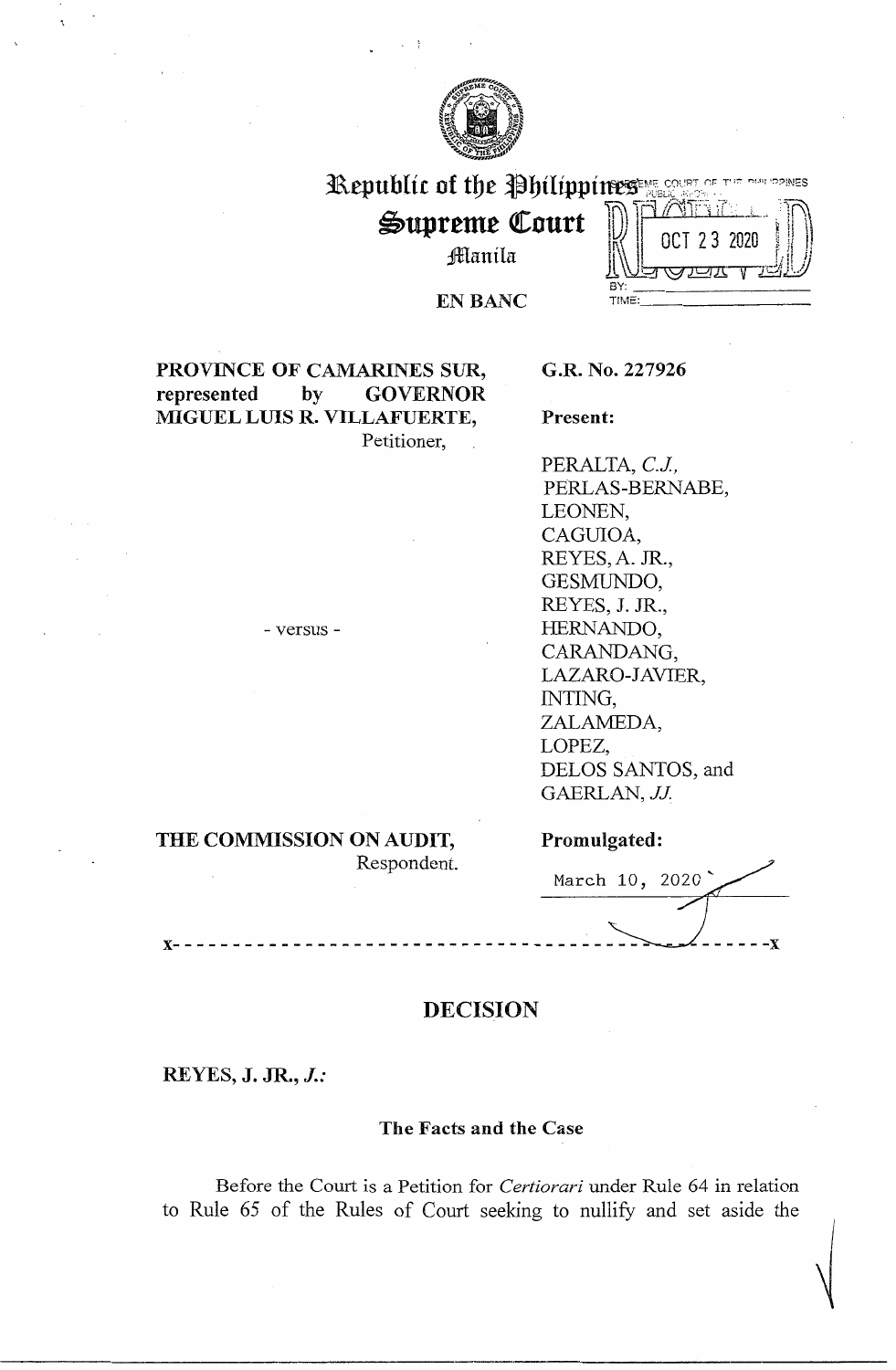# Republic of the Philippines
## Supreme Court
### Manila

**EN BANC**

**PROVINCE OF CAMARINES SUR, represented by GOVERNOR MIGUEL LUIS R. VILLAFUERTE,**
Petitioner,

- versus -

**THE COMMISSION ON AUDIT,**
Respondent.

**G.R. No. 227926**

**Present:**

PERALTA, *C.J.,*
PERLAS-BERNABE,
LEONEN,
CAGUIOA,
REYES, A. JR.,
GESMUNDO,
REYES, J. JR.,
HERNANDO,
CARANDANG,
LAZARO-JAVIER,
INTING,
ZALAMEDA,
LOPEZ,
DELOS SANTOS, and
GAERLAN, *JJ.*

**Promulgated:**

March 10, 2020

x- - - - - - - - - - - - - - - - - - - - - - - - - - - - - - - - - - - - - - - - - - - - - - - -x

## DECISION

**REYES, J. JR., *J.:***

### The Facts and the Case

Before the Court is a Petition for *Certiorari* under Rule 64 in relation to Rule 65 of the Rules of Court seeking to nullify and set aside the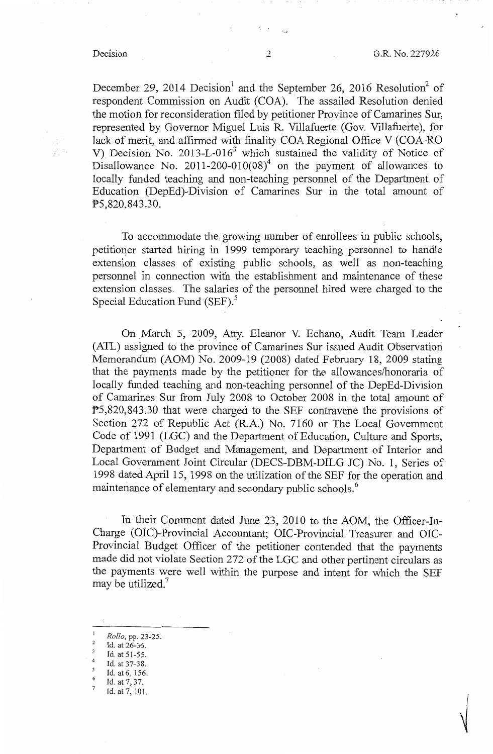December 29, 2014 Decision[1] and the September 26, 2016 Resolution[2] of respondent Commission on Audit (COA). The assailed Resolution denied the motion for reconsideration filed by petitioner Province of Camarines Sur, represented by Governor Miguel Luis R. Villafuerte (Gov. Villafuerte), for lack of merit, and affirmed with finality COA Regional Office V (COA-RO V) Decision No. 2013-L-016[3] which sustained the validity of Notice of Disallowance No. 2011-200-010(08)[4] on the payment of allowances to locally funded teaching and non-teaching personnel of the Department of Education (DepEd)-Division of Camarines Sur in the total amount of ₱5,820,843.30.

To accommodate the growing number of enrollees in public schools, petitioner started hiring in 1999 temporary teaching personnel to handle extension classes of existing public schools, as well as non-teaching personnel in connection with the establishment and maintenance of these extension classes. The salaries of the personnel hired were charged to the Special Education Fund (SEF).[5]

On March 5, 2009, Atty. Eleanor V. Echano, Audit Team Leader (ATL) assigned to the province of Camarines Sur issued Audit Observation Memorandum (AOM) No. 2009-19 (2008) dated February 18, 2009 stating that the payments made by the petitioner for the allowances/honoraria of locally funded teaching and non-teaching personnel of the DepEd-Division of Camarines Sur from July 2008 to October 2008 in the total amount of ₱5,820,843.30 that were charged to the SEF contravene the provisions of Section 272 of Republic Act (R.A.) No. 7160 or The Local Government Code of 1991 (LGC) and the Department of Education, Culture and Sports, Department of Budget and Management, and Department of Interior and Local Government Joint Circular (DECS-DBM-DILG JC) No. 1, Series of 1998 dated April 15, 1998 on the utilization of the SEF for the operation and maintenance of elementary and secondary public schools.[6]

In their Comment dated June 23, 2010 to the AOM, the Officer-In-Charge (OIC)-Provincial Accountant; OIC-Provincial Treasurer and OIC-Provincial Budget Officer of the petitioner contended that the payments made did not violate Section 272 of the LGC and other pertinent circulars as the payments were well within the purpose and intent for which the SEF may be utilized.[7]

---

[1] *Rollo*, pp. 23-25.
[2] Id. at 26-36.
[3] Id. at 51-55.
[4] Id. at 37-38.
[5] Id. at 6, 156.
[6] Id. at 7, 37.
[7] Id. at 7, 101.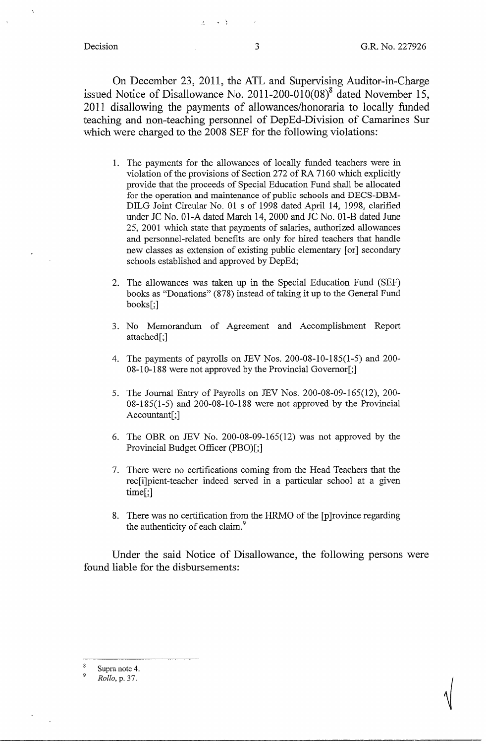On December 23, 2011, the ATL and Supervising Auditor-in-Charge issued Notice of Disallowance No. 2011-200-010(08)[8] dated November 15, 2011 disallowing the payments of allowances/honoraria to locally funded teaching and non-teaching personnel of DepEd-Division of Camarines Sur which were charged to the 2008 SEF for the following violations:

> 1. The payments for the allowances of locally funded teachers were in violation of the provisions of Section 272 of RA 7160 which explicitly provide that the proceeds of Special Education Fund shall be allocated for the operation and maintenance of public schools and DECS-DBM-DILG Joint Circular No. 01 s of 1998 dated April 14, 1998, clarified under JC No. 01-A dated March 14, 2000 and JC No. 01-B dated June 25, 2001 which state that payments of salaries, authorized allowances and personnel-related benefits are only for hired teachers that handle new classes as extension of existing public elementary [or] secondary schools established and approved by DepEd;
>
> 2. The allowances was taken up in the Special Education Fund (SEF) books as "Donations" (878) instead of taking it up to the General Fund books[;]
>
> 3. No Memorandum of Agreement and Accomplishment Report attached[;]
>
> 4. The payments of payrolls on JEV Nos. 200-08-10-185(1-5) and 200-08-10-188 were not approved by the Provincial Governor[;]
>
> 5. The Journal Entry of Payrolls on JEV Nos. 200-08-09-165(12), 200-08-185(1-5) and 200-08-10-188 were not approved by the Provincial Accountant[;]
>
> 6. The OBR on JEV No. 200-08-09-165(12) was not approved by the Provincial Budget Officer (PBO)[;]
>
> 7. There were no certifications coming from the Head Teachers that the rec[i]pient-teacher indeed served in a particular school at a given time[;]
>
> 8. There was no certification from the HRMO of the [p]rovince regarding the authenticity of each claim.[9]

Under the said Notice of Disallowance, the following persons were found liable for the disbursements:

---

[8] Supra note 4.

[9] *Rollo*, p. 37.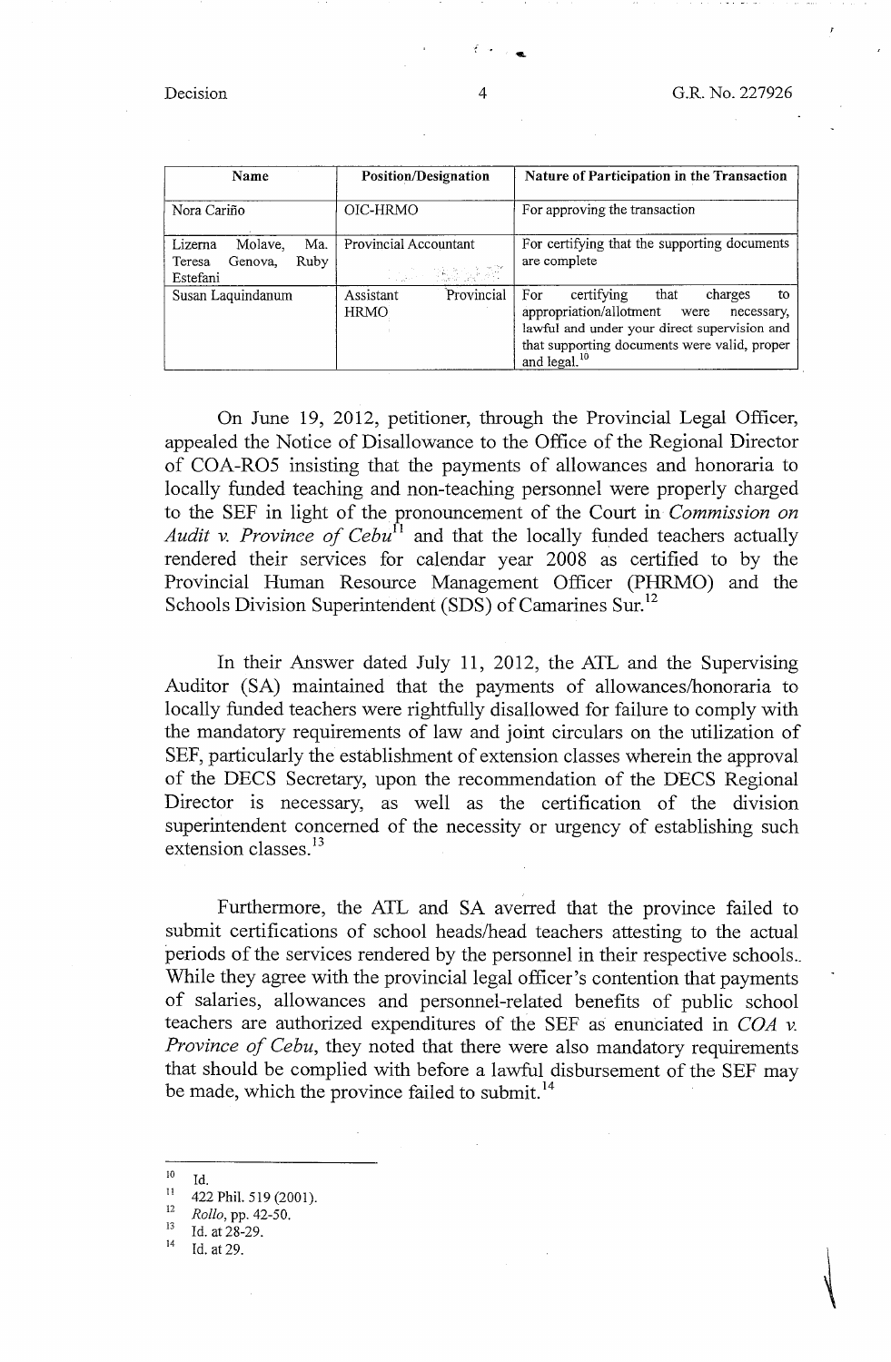| Name | Position/Designation | Nature of Participation in the Transaction |
| --- | --- | --- |
| Nora Cariño | OIC-HRMO | For approving the transaction |
| Lizerna Molave, Ma. Teresa Genova, Ruby Estefani | Provincial Accountant | For certifying that the supporting documents are complete |
| Susan Laquindanum | Assistant Provincial HRMO | For certifying that charges to appropriation/allotment were necessary, lawful and under your direct supervision and that supporting documents were valid, proper and legal.[10] |

On June 19, 2012, petitioner, through the Provincial Legal Officer, appealed the Notice of Disallowance to the Office of the Regional Director of COA-RO5 insisting that the payments of allowances and honoraria to locally funded teaching and non-teaching personnel were properly charged to the SEF in light of the pronouncement of the Court in *Commission on Audit v. Province of Cebu*[11] and that the locally funded teachers actually rendered their services for calendar year 2008 as certified to by the Provincial Human Resource Management Officer (PHRMO) and the Schools Division Superintendent (SDS) of Camarines Sur.[12]

In their Answer dated July 11, 2012, the ATL and the Supervising Auditor (SA) maintained that the payments of allowances/honoraria to locally funded teachers were rightfully disallowed for failure to comply with the mandatory requirements of law and joint circulars on the utilization of SEF, particularly the establishment of extension classes wherein the approval of the DECS Secretary, upon the recommendation of the DECS Regional Director is necessary, as well as the certification of the division superintendent concerned of the necessity or urgency of establishing such extension classes.[13]

Furthermore, the ATL and SA averred that the province failed to submit certifications of school heads/head teachers attesting to the actual periods of the services rendered by the personnel in their respective schools. While they agree with the provincial legal officer's contention that payments of salaries, allowances and personnel-related benefits of public school teachers are authorized expenditures of the SEF as enunciated in *COA v. Province of Cebu*, they noted that there were also mandatory requirements that should be complied with before a lawful disbursement of the SEF may be made, which the province failed to submit.[14]

---

[10] Id.

[11] 422 Phil. 519 (2001).

[12] *Rollo*, pp. 42-50.

[13] Id. at 28-29.

[14] Id. at 29.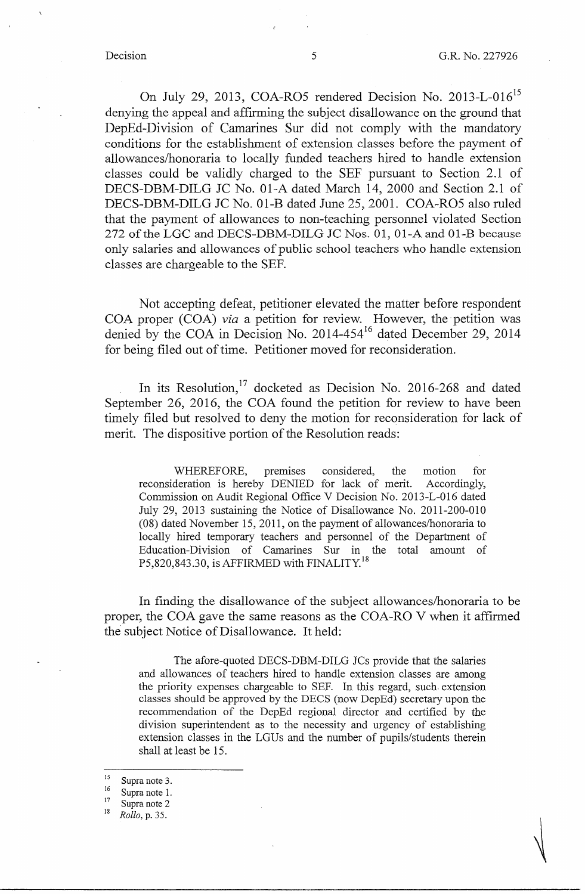On July 29, 2013, COA-RO5 rendered Decision No. 2013-L-016[15] denying the appeal and affirming the subject disallowance on the ground that DepEd-Division of Camarines Sur did not comply with the mandatory conditions for the establishment of extension classes before the payment of allowances/honoraria to locally funded teachers hired to handle extension classes could be validly charged to the SEF pursuant to Section 2.1 of DECS-DBM-DILG JC No. 01-A dated March 14, 2000 and Section 2.1 of DECS-DBM-DILG JC No. 01-B dated June 25, 2001. COA-RO5 also ruled that the payment of allowances to non-teaching personnel violated Section 272 of the LGC and DECS-DBM-DILG JC Nos. 01, 01-A and 01-B because only salaries and allowances of public school teachers who handle extension classes are chargeable to the SEF.

Not accepting defeat, petitioner elevated the matter before respondent COA proper (COA) *via* a petition for review. However, the petition was denied by the COA in Decision No. 2014-454[16] dated December 29, 2014 for being filed out of time. Petitioner moved for reconsideration.

In its Resolution,[17] docketed as Decision No. 2016-268 and dated September 26, 2016, the COA found the petition for review to have been timely filed but resolved to deny the motion for reconsideration for lack of merit. The dispositive portion of the Resolution reads:

> WHEREFORE, premises considered, the motion for reconsideration is hereby DENIED for lack of merit. Accordingly, Commission on Audit Regional Office V Decision No. 2013-L-016 dated July 29, 2013 sustaining the Notice of Disallowance No. 2011-200-010 (08) dated November 15, 2011, on the payment of allowances/honoraria to locally hired temporary teachers and personnel of the Department of Education-Division of Camarines Sur in the total amount of P5,820,843.30, is AFFIRMED with FINALITY.[18]

In finding the disallowance of the subject allowances/honoraria to be proper, the COA gave the same reasons as the COA-RO V when it affirmed the subject Notice of Disallowance. It held:

> The afore-quoted DECS-DBM-DILG JCs provide that the salaries and allowances of teachers hired to handle extension classes are among the priority expenses chargeable to SEF. In this regard, such extension classes should be approved by the DECS (now DepEd) secretary upon the recommendation of the DepEd regional director and certified by the division superintendent as to the necessity and urgency of establishing extension classes in the LGUs and the number of pupils/students therein shall at least be 15.

---

[15] Supra note 3.

[16] Supra note 1.

[17] Supra note 2

[18] *Rollo*, p. 35.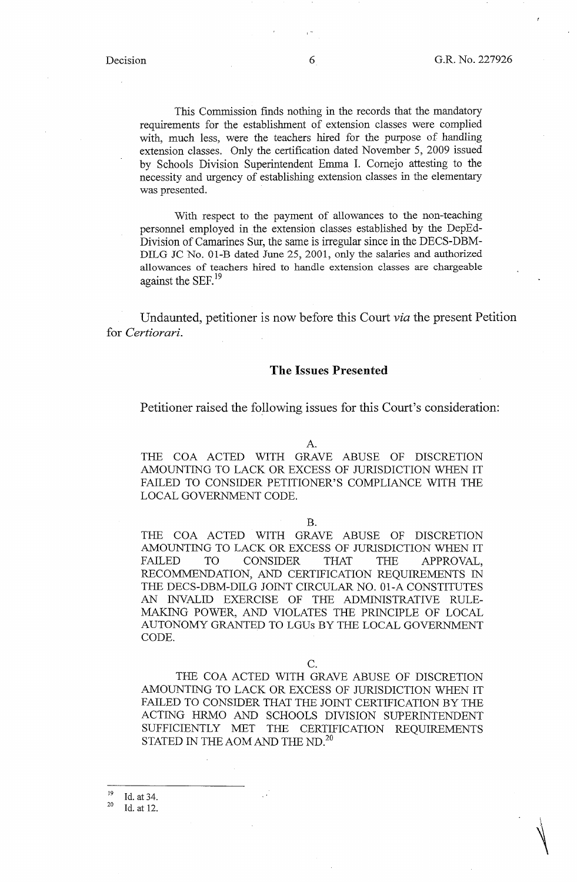> This Commission finds nothing in the records that the mandatory requirements for the establishment of extension classes were complied with, much less, were the teachers hired for the purpose of handling extension classes. Only the certification dated November 5, 2009 issued by Schools Division Superintendent Emma I. Cornejo attesting to the necessity and urgency of establishing extension classes in the elementary was presented.
>
> With respect to the payment of allowances to the non-teaching personnel employed in the extension classes established by the DepEd-Division of Camarines Sur, the same is irregular since in the DECS-DBM-DILG JC No. 01-B dated June 25, 2001, only the salaries and authorized allowances of teachers hired to handle extension classes are chargeable against the SEF.[19]

Undaunted, petitioner is now before this Court *via* the present Petition for *Certiorari*.

## The Issues Presented

Petitioner raised the following issues for this Court's consideration:

> A.
>
> THE COA ACTED WITH GRAVE ABUSE OF DISCRETION AMOUNTING TO LACK OR EXCESS OF JURISDICTION WHEN IT FAILED TO CONSIDER PETITIONER'S COMPLIANCE WITH THE LOCAL GOVERNMENT CODE.
>
> B.
>
> THE COA ACTED WITH GRAVE ABUSE OF DISCRETION AMOUNTING TO LACK OR EXCESS OF JURISDICTION WHEN IT FAILED TO CONSIDER THAT THE APPROVAL, RECOMMENDATION, AND CERTIFICATION REQUIREMENTS IN THE DECS-DBM-DILG JOINT CIRCULAR NO. 01-A CONSTITUTES AN INVALID EXERCISE OF THE ADMINISTRATIVE RULE-MAKING POWER, AND VIOLATES THE PRINCIPLE OF LOCAL AUTONOMY GRANTED TO LGUs BY THE LOCAL GOVERNMENT CODE.
>
> C.
>
> THE COA ACTED WITH GRAVE ABUSE OF DISCRETION AMOUNTING TO LACK OR EXCESS OF JURISDICTION WHEN IT FAILED TO CONSIDER THAT THE JOINT CERTIFICATION BY THE ACTING HRMO AND SCHOOLS DIVISION SUPERINTENDENT SUFFICIENTLY MET THE CERTIFICATION REQUIREMENTS STATED IN THE AOM AND THE ND.[20]

---

[19] Id. at 34.

[20] Id. at 12.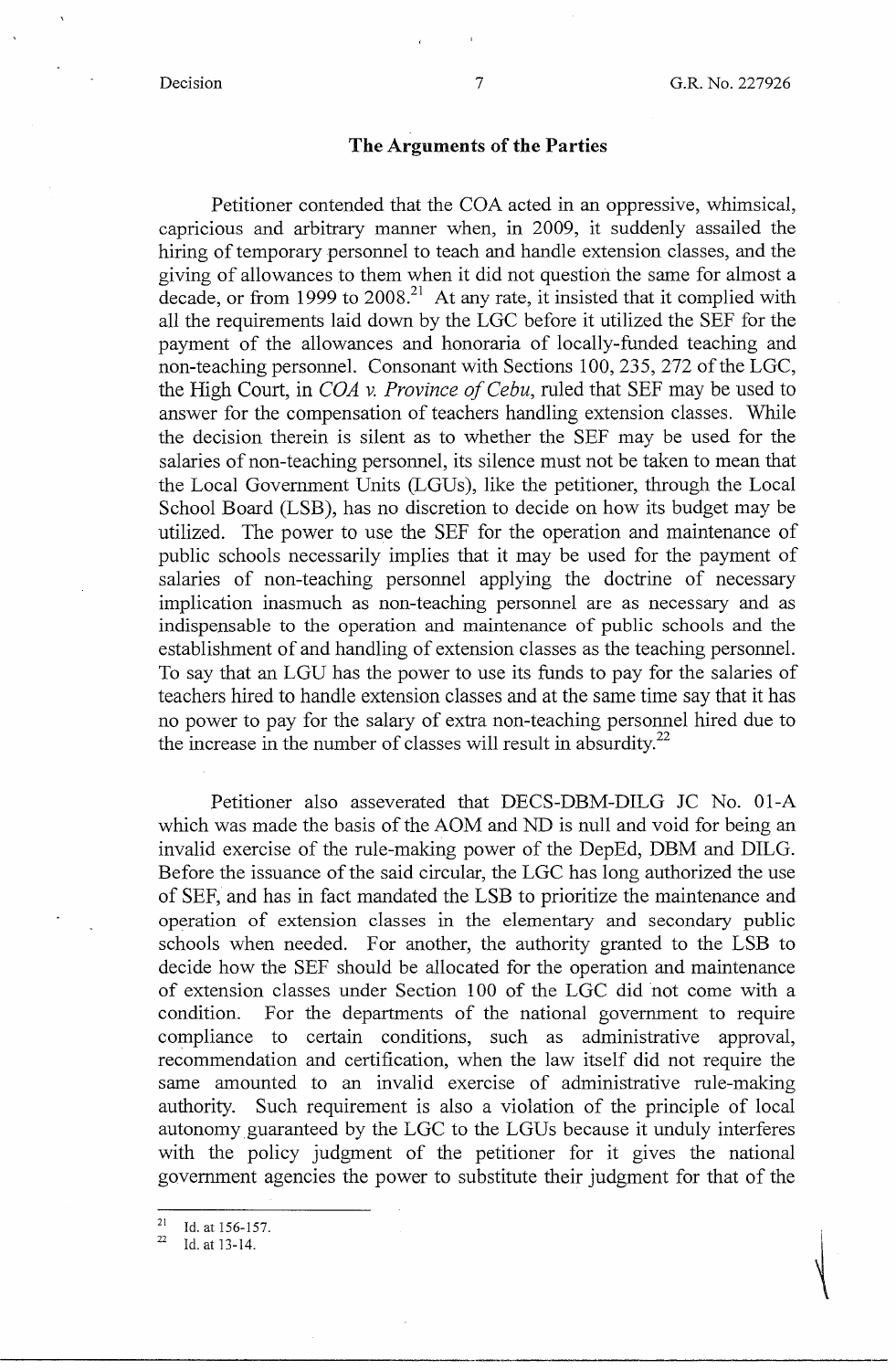### The Arguments of the Parties

Petitioner contended that the COA acted in an oppressive, whimsical, capricious and arbitrary manner when, in 2009, it suddenly assailed the hiring of temporary personnel to teach and handle extension classes, and the giving of allowances to them when it did not question the same for almost a decade, or from 1999 to 2008.[21] At any rate, it insisted that it complied with all the requirements laid down by the LGC before it utilized the SEF for the payment of the allowances and honoraria of locally-funded teaching and non-teaching personnel. Consonant with Sections 100, 235, 272 of the LGC, the High Court, in *COA v. Province of Cebu*, ruled that SEF may be used to answer for the compensation of teachers handling extension classes. While the decision therein is silent as to whether the SEF may be used for the salaries of non-teaching personnel, its silence must not be taken to mean that the Local Government Units (LGUs), like the petitioner, through the Local School Board (LSB), has no discretion to decide on how its budget may be utilized. The power to use the SEF for the operation and maintenance of public schools necessarily implies that it may be used for the payment of salaries of non-teaching personnel applying the doctrine of necessary implication inasmuch as non-teaching personnel are as necessary and as indispensable to the operation and maintenance of public schools and the establishment of and handling of extension classes as the teaching personnel. To say that an LGU has the power to use its funds to pay for the salaries of teachers hired to handle extension classes and at the same time say that it has no power to pay for the salary of extra non-teaching personnel hired due to the increase in the number of classes will result in absurdity.[22]

Petitioner also asseverated that DECS-DBM-DILG JC No. 01-A which was made the basis of the AOM and ND is null and void for being an invalid exercise of the rule-making power of the DepEd, DBM and DILG. Before the issuance of the said circular, the LGC has long authorized the use of SEF, and has in fact mandated the LSB to prioritize the maintenance and operation of extension classes in the elementary and secondary public schools when needed. For another, the authority granted to the LSB to decide how the SEF should be allocated for the operation and maintenance of extension classes under Section 100 of the LGC did not come with a condition. For the departments of the national government to require compliance to certain conditions, such as administrative approval, recommendation and certification, when the law itself did not require the same amounted to an invalid exercise of administrative rule-making authority. Such requirement is also a violation of the principle of local autonomy guaranteed by the LGC to the LGUs because it unduly interferes with the policy judgment of the petitioner for it gives the national government agencies the power to substitute their judgment for that of the

---

[21] Id. at 156-157.

[22] Id. at 13-14.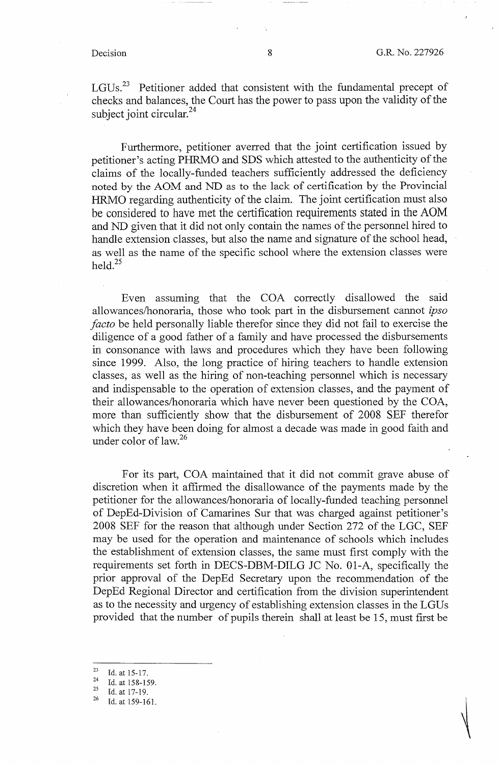LGUs.[23] Petitioner added that consistent with the fundamental precept of checks and balances, the Court has the power to pass upon the validity of the subject joint circular.[24]

Furthermore, petitioner averred that the joint certification issued by petitioner's acting PHRMO and SDS which attested to the authenticity of the claims of the locally-funded teachers sufficiently addressed the deficiency noted by the AOM and ND as to the lack of certification by the Provincial HRMO regarding authenticity of the claim. The joint certification must also be considered to have met the certification requirements stated in the AOM and ND given that it did not only contain the names of the personnel hired to handle extension classes, but also the name and signature of the school head, as well as the name of the specific school where the extension classes were held.[25]

Even assuming that the COA correctly disallowed the said allowances/honoraria, those who took part in the disbursement cannot *ipso facto* be held personally liable therefor since they did not fail to exercise the diligence of a good father of a family and have processed the disbursements in consonance with laws and procedures which they have been following since 1999. Also, the long practice of hiring teachers to handle extension classes, as well as the hiring of non-teaching personnel which is necessary and indispensable to the operation of extension classes, and the payment of their allowances/honoraria which have never been questioned by the COA, more than sufficiently show that the disbursement of 2008 SEF therefor which they have been doing for almost a decade was made in good faith and under color of law.[26]

For its part, COA maintained that it did not commit grave abuse of discretion when it affirmed the disallowance of the payments made by the petitioner for the allowances/honoraria of locally-funded teaching personnel of DepEd-Division of Camarines Sur that was charged against petitioner's 2008 SEF for the reason that although under Section 272 of the LGC, SEF may be used for the operation and maintenance of schools which includes the establishment of extension classes, the same must first comply with the requirements set forth in DECS-DBM-DILG JC No. 01-A, specifically the prior approval of the DepEd Secretary upon the recommendation of the DepEd Regional Director and certification from the division superintendent as to the necessity and urgency of establishing extension classes in the LGUs provided that the number of pupils therein shall at least be 15, must first be

---

[23] Id. at 15-17.

[24] Id. at 158-159.

[25] Id. at 17-19.

[26] Id. at 159-161.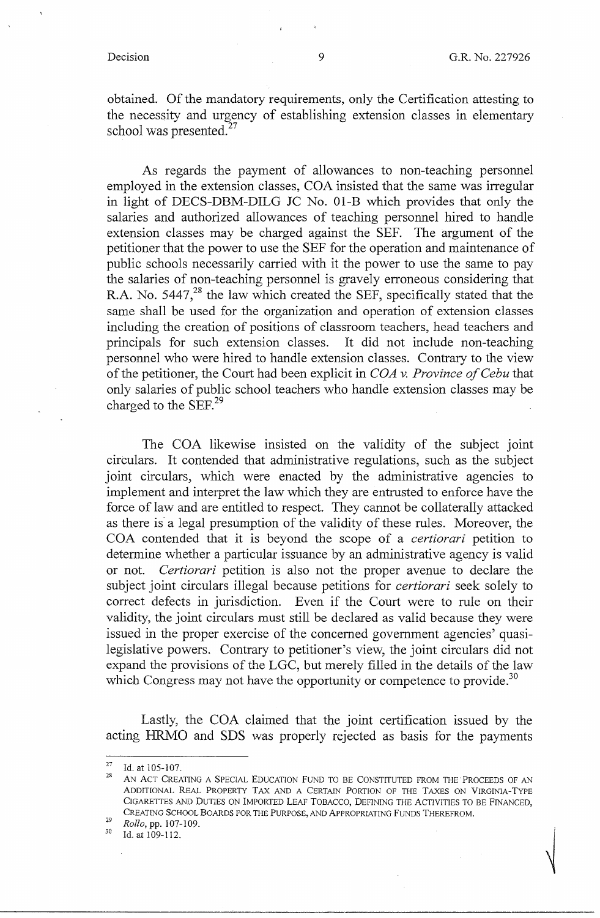obtained. Of the mandatory requirements, only the Certification attesting to the necessity and urgency of establishing extension classes in elementary school was presented.[27]

As regards the payment of allowances to non-teaching personnel employed in the extension classes, COA insisted that the same was irregular in light of DECS-DBM-DILG JC No. 01-B which provides that only the salaries and authorized allowances of teaching personnel hired to handle extension classes may be charged against the SEF. The argument of the petitioner that the power to use the SEF for the operation and maintenance of public schools necessarily carried with it the power to use the same to pay the salaries of non-teaching personnel is gravely erroneous considering that R.A. No. 5447,[28] the law which created the SEF, specifically stated that the same shall be used for the organization and operation of extension classes including the creation of positions of classroom teachers, head teachers and principals for such extension classes. It did not include non-teaching personnel who were hired to handle extension classes. Contrary to the view of the petitioner, the Court had been explicit in *COA v. Province of Cebu* that only salaries of public school teachers who handle extension classes may be charged to the SEF.[29]

The COA likewise insisted on the validity of the subject joint circulars. It contended that administrative regulations, such as the subject joint circulars, which were enacted by the administrative agencies to implement and interpret the law which they are entrusted to enforce have the force of law and are entitled to respect. They cannot be collaterally attacked as there is a legal presumption of the validity of these rules. Moreover, the COA contended that it is beyond the scope of a *certiorari* petition to determine whether a particular issuance by an administrative agency is valid or not. *Certiorari* petition is also not the proper avenue to declare the subject joint circulars illegal because petitions for *certiorari* seek solely to correct defects in jurisdiction. Even if the Court were to rule on their validity, the joint circulars must still be declared as valid because they were issued in the proper exercise of the concerned government agencies' quasi-legislative powers. Contrary to petitioner's view, the joint circulars did not expand the provisions of the LGC, but merely filled in the details of the law which Congress may not have the opportunity or competence to provide.[30]

Lastly, the COA claimed that the joint certification issued by the acting HRMO and SDS was properly rejected as basis for the payments

---

[27] Id. at 105-107.

[28] AN ACT CREATING A SPECIAL EDUCATION FUND TO BE CONSTITUTED FROM THE PROCEEDS OF AN ADDITIONAL REAL PROPERTY TAX AND A CERTAIN PORTION OF THE TAXES ON VIRGINIA-TYPE CIGARETTES AND DUTIES ON IMPORTED LEAF TOBACCO, DEFINING THE ACTIVITIES TO BE FINANCED, CREATING SCHOOL BOARDS FOR THE PURPOSE, AND APPROPRIATING FUNDS THEREFROM.

[29] *Rollo*, pp. 107-109.

[30] Id. at 109-112.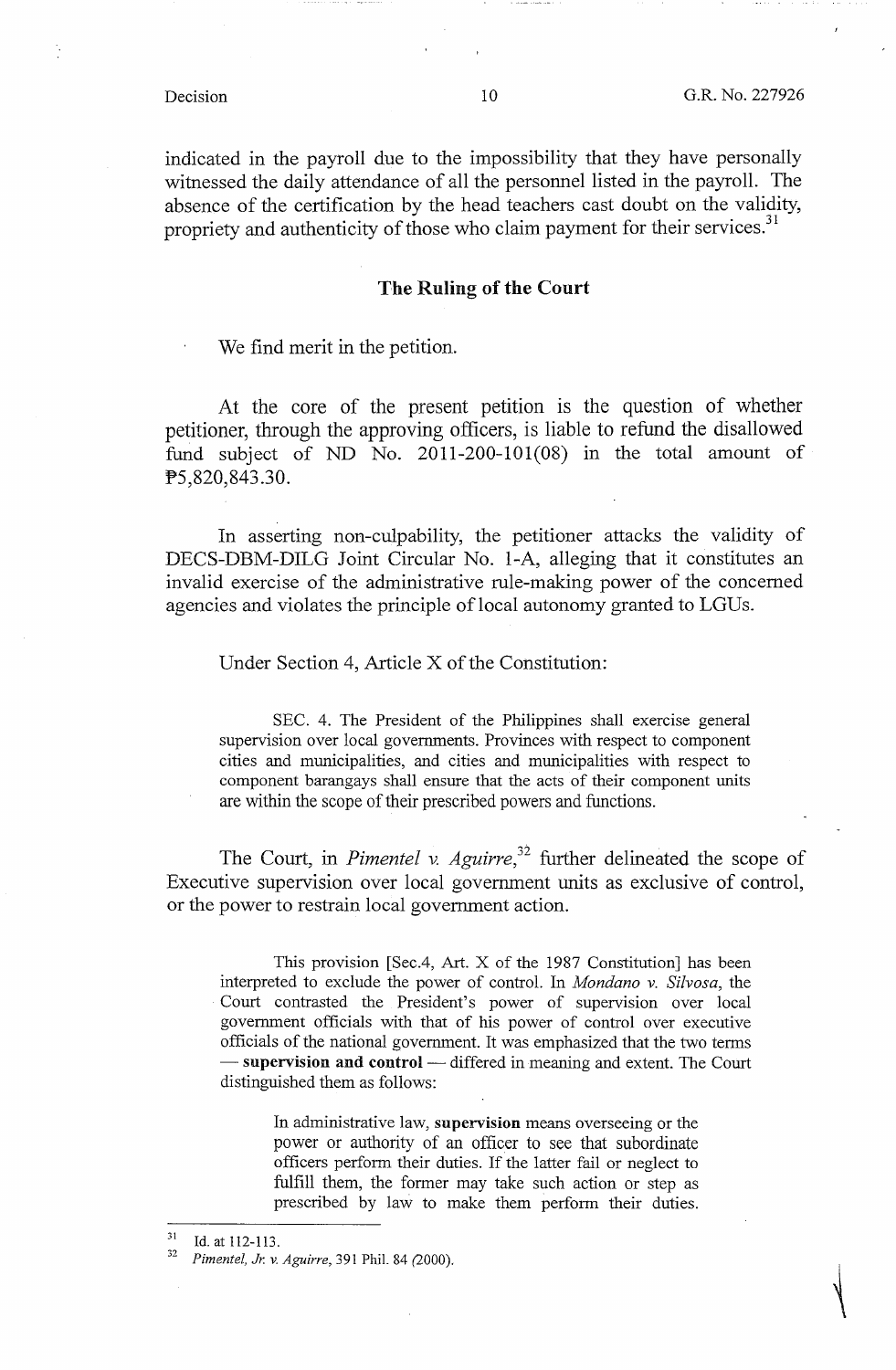indicated in the payroll due to the impossibility that they have personally witnessed the daily attendance of all the personnel listed in the payroll. The absence of the certification by the head teachers cast doubt on the validity, propriety and authenticity of those who claim payment for their services.[31]

## The Ruling of the Court

We find merit in the petition.

At the core of the present petition is the question of whether petitioner, through the approving officers, is liable to refund the disallowed fund subject of ND No. 2011-200-101(08) in the total amount of ₱5,820,843.30.

In asserting non-culpability, the petitioner attacks the validity of DECS-DBM-DILG Joint Circular No. 1-A, alleging that it constitutes an invalid exercise of the administrative rule-making power of the concerned agencies and violates the principle of local autonomy granted to LGUs.

Under Section 4, Article X of the Constitution:

> SEC. 4. The President of the Philippines shall exercise general supervision over local governments. Provinces with respect to component cities and municipalities, and cities and municipalities with respect to component barangays shall ensure that the acts of their component units are within the scope of their prescribed powers and functions.

The Court, in *Pimentel v. Aguirre*,[32] further delineated the scope of Executive supervision over local government units as exclusive of control, or the power to restrain local government action.

> This provision [Sec.4, Art. X of the 1987 Constitution] has been interpreted to exclude the power of control. In *Mondano v. Silvosa*, the Court contrasted the President's power of supervision over local government officials with that of his power of control over executive officials of the national government. It was emphasized that the two terms — **supervision and control** — differed in meaning and extent. The Court distinguished them as follows:
>
> > In administrative law, **supervision** means overseeing or the power or authority of an officer to see that subordinate officers perform their duties. If the latter fail or neglect to fulfill them, the former may take such action or step as prescribed by law to make them perform their duties.

---

[31] Id. at 112-113.

[32] *Pimentel, Jr. v. Aguirre*, 391 Phil. 84 (2000).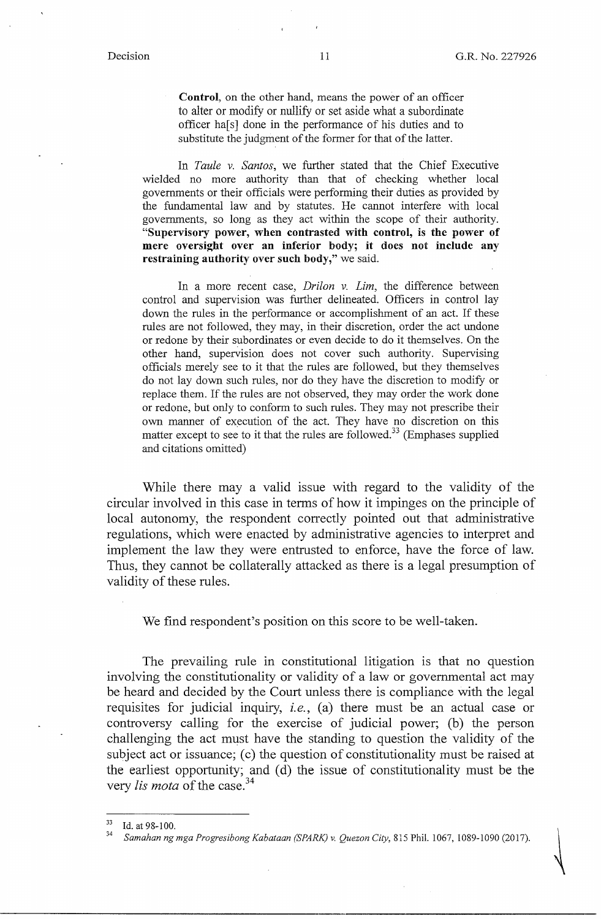> **Control**, on the other hand, means the power of an officer to alter or modify or nullify or set aside what a subordinate officer ha[s] done in the performance of his duties and to substitute the judgment of the former for that of the latter.
>
> In *Taule v. Santos*, we further stated that the Chief Executive wielded no more authority than that of checking whether local governments or their officials were performing their duties as provided by the fundamental law and by statutes. He cannot interfere with local governments, so long as they act within the scope of their authority. **"Supervisory power, when contrasted with control, is the power of mere oversight over an inferior body; it does not include any restraining authority over such body,"** we said.
>
> In a more recent case, *Drilon v. Lim*, the difference between control and supervision was further delineated. Officers in control lay down the rules in the performance or accomplishment of an act. If these rules are not followed, they may, in their discretion, order the act undone or redone by their subordinates or even decide to do it themselves. On the other hand, supervision does not cover such authority. Supervising officials merely see to it that the rules are followed, but they themselves do not lay down such rules, nor do they have the discretion to modify or replace them. If the rules are not observed, they may order the work done or redone, but only to conform to such rules. They may not prescribe their own manner of execution of the act. They have no discretion on this matter except to see to it that the rules are followed.[33] (Emphases supplied and citations omitted)

While there may a valid issue with regard to the validity of the circular involved in this case in terms of how it impinges on the principle of local autonomy, the respondent correctly pointed out that administrative regulations, which were enacted by administrative agencies to interpret and implement the law they were entrusted to enforce, have the force of law. Thus, they cannot be collaterally attacked as there is a legal presumption of validity of these rules.

We find respondent's position on this score to be well-taken.

The prevailing rule in constitutional litigation is that no question involving the constitutionality or validity of a law or governmental act may be heard and decided by the Court unless there is compliance with the legal requisites for judicial inquiry, *i.e.*, (a) there must be an actual case or controversy calling for the exercise of judicial power; (b) the person challenging the act must have the standing to question the validity of the subject act or issuance; (c) the question of constitutionality must be raised at the earliest opportunity; and (d) the issue of constitutionality must be the very *lis mota* of the case.[34]

---

[33] Id. at 98-100.

[34] *Samahan ng mga Progresibong Kabataan (SPARK) v. Quezon City*, 815 Phil. 1067, 1089-1090 (2017).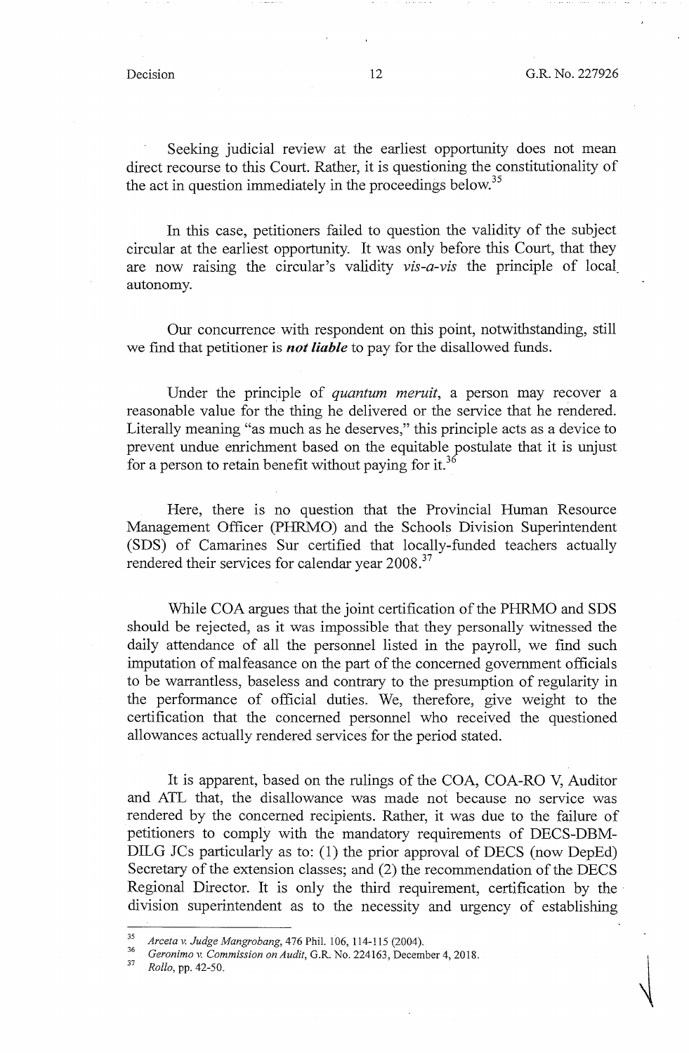Seeking judicial review at the earliest opportunity does not mean direct recourse to this Court. Rather, it is questioning the constitutionality of the act in question immediately in the proceedings below.[35]

In this case, petitioners failed to question the validity of the subject circular at the earliest opportunity. It was only before this Court, that they are now raising the circular's validity *vis-a-vis* the principle of local autonomy.

Our concurrence with respondent on this point, notwithstanding, still we find that petitioner is ***not liable*** to pay for the disallowed funds.

Under the principle of *quantum meruit*, a person may recover a reasonable value for the thing he delivered or the service that he rendered. Literally meaning "as much as he deserves," this principle acts as a device to prevent undue enrichment based on the equitable postulate that it is unjust for a person to retain benefit without paying for it.[36]

Here, there is no question that the Provincial Human Resource Management Officer (PHRMO) and the Schools Division Superintendent (SDS) of Camarines Sur certified that locally-funded teachers actually rendered their services for calendar year 2008.[37]

While COA argues that the joint certification of the PHRMO and SDS should be rejected, as it was impossible that they personally witnessed the daily attendance of all the personnel listed in the payroll, we find such imputation of malfeasance on the part of the concerned government officials to be warrantless, baseless and contrary to the presumption of regularity in the performance of official duties. We, therefore, give weight to the certification that the concerned personnel who received the questioned allowances actually rendered services for the period stated.

It is apparent, based on the rulings of the COA, COA-RO V, Auditor and ATL that, the disallowance was made not because no service was rendered by the concerned recipients. Rather, it was due to the failure of petitioners to comply with the mandatory requirements of DECS-DBM-DILG JCs particularly as to: (1) the prior approval of DECS (now DepEd) Secretary of the extension classes; and (2) the recommendation of the DECS Regional Director. It is only the third requirement, certification by the division superintendent as to the necessity and urgency of establishing

---

[35] *Arceta v. Judge Mangrobang*, 476 Phil. 106, 114-115 (2004).

[36] *Geronimo v. Commission on Audit*, G.R. No. 224163, December 4, 2018.

[37] *Rollo*, pp. 42-50.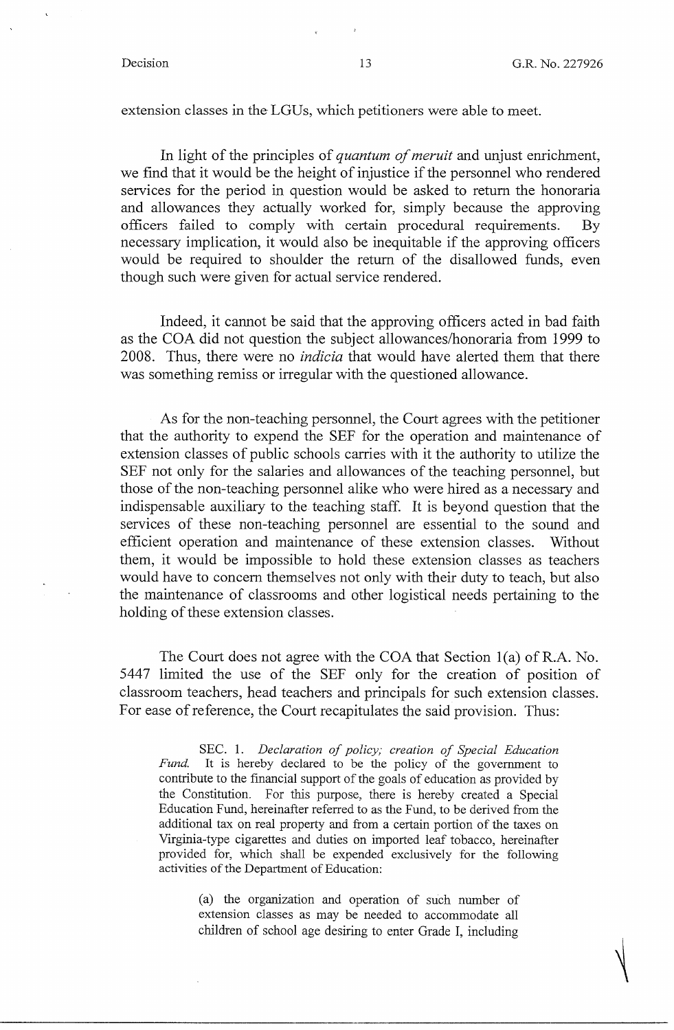extension classes in the LGUs, which petitioners were able to meet.

In light of the principles of *quantum of meruit* and unjust enrichment, we find that it would be the height of injustice if the personnel who rendered services for the period in question would be asked to return the honoraria and allowances they actually worked for, simply because the approving officers failed to comply with certain procedural requirements. By necessary implication, it would also be inequitable if the approving officers would be required to shoulder the return of the disallowed funds, even though such were given for actual service rendered.

Indeed, it cannot be said that the approving officers acted in bad faith as the COA did not question the subject allowances/honoraria from 1999 to 2008. Thus, there were no *indicia* that would have alerted them that there was something remiss or irregular with the questioned allowance.

As for the non-teaching personnel, the Court agrees with the petitioner that the authority to expend the SEF for the operation and maintenance of extension classes of public schools carries with it the authority to utilize the SEF not only for the salaries and allowances of the teaching personnel, but those of the non-teaching personnel alike who were hired as a necessary and indispensable auxiliary to the teaching staff. It is beyond question that the services of these non-teaching personnel are essential to the sound and efficient operation and maintenance of these extension classes. Without them, it would be impossible to hold these extension classes as teachers would have to concern themselves not only with their duty to teach, but also the maintenance of classrooms and other logistical needs pertaining to the holding of these extension classes.

The Court does not agree with the COA that Section 1(a) of R.A. No. 5447 limited the use of the SEF only for the creation of position of classroom teachers, head teachers and principals for such extension classes. For ease of reference, the Court recapitulates the said provision. Thus:

> SEC. 1. *Declaration of policy; creation of Special Education Fund.* It is hereby declared to be the policy of the government to contribute to the financial support of the goals of education as provided by the Constitution. For this purpose, there is hereby created a Special Education Fund, hereinafter referred to as the Fund, to be derived from the additional tax on real property and from a certain portion of the taxes on Virginia-type cigarettes and duties on imported leaf tobacco, hereinafter provided for, which shall be expended exclusively for the following activities of the Department of Education:
>
> > (a) the organization and operation of such number of extension classes as may be needed to accommodate all children of school age desiring to enter Grade I, including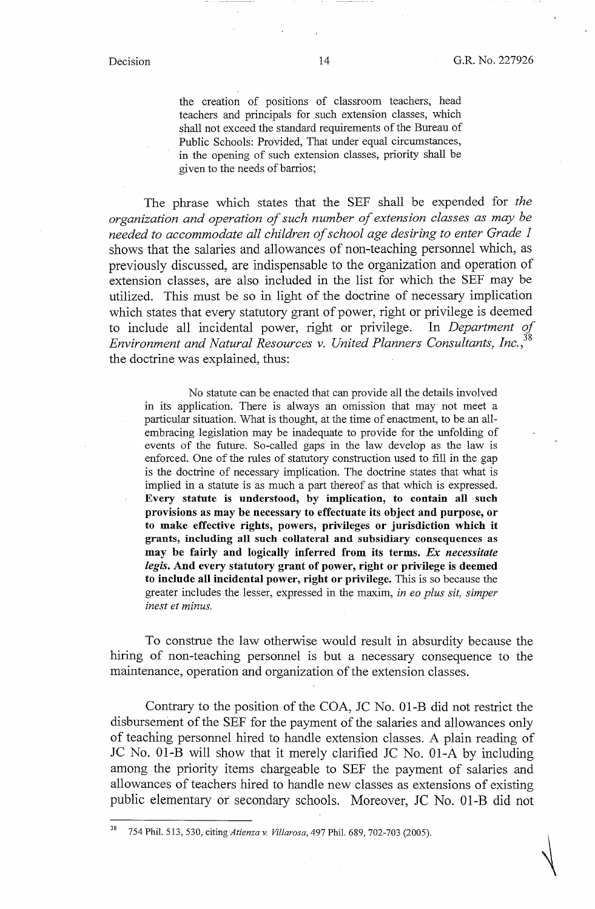> the creation of positions of classroom teachers, head teachers and principals for such extension classes, which shall not exceed the standard requirements of the Bureau of Public Schools: Provided, That under equal circumstances, in the opening of such extension classes, priority shall be given to the needs of barrios;

The phrase which states that the SEF shall be expended for *the organization and operation of such number of extension classes as may be needed to accommodate all children of school age desiring to enter Grade 1* shows that the salaries and allowances of non-teaching personnel which, as previously discussed, are indispensable to the organization and operation of extension classes, are also included in the list for which the SEF may be utilized. This must be so in light of the doctrine of necessary implication which states that every statutory grant of power, right or privilege is deemed to include all incidental power, right or privilege. In *Department of Environment and Natural Resources v. United Planners Consultants, Inc.*,[38] the doctrine was explained, thus:

> No statute can be enacted that can provide all the details involved in its application. There is always an omission that may not meet a particular situation. What is thought, at the time of enactment, to be an all-embracing legislation may be inadequate to provide for the unfolding of events of the future. So-called gaps in the law develop as the law is enforced. One of the rules of statutory construction used to fill in the gap is the doctrine of necessary implication. The doctrine states that what is implied in a statute is as much a part thereof as that which is expressed. **Every statute is understood, by implication, to contain all such provisions as may be necessary to effectuate its object and purpose, or to make effective rights, powers, privileges or jurisdiction which it grants, including all such collateral and subsidiary consequences as may be fairly and logically inferred from its terms. *Ex necessitate legis*. And every statutory grant of power, right or privilege is deemed to include all incidental power, right or privilege.** This is so because the greater includes the lesser, expressed in the maxim, *in eo plus sit, simper inest et minus.*

To construe the law otherwise would result in absurdity because the hiring of non-teaching personnel is but a necessary consequence to the maintenance, operation and organization of the extension classes.

Contrary to the position of the COA, JC No. 01-B did not restrict the disbursement of the SEF for the payment of the salaries and allowances only of teaching personnel hired to handle extension classes. A plain reading of JC No. 01-B will show that it merely clarified JC No. 01-A by including among the priority items chargeable to SEF the payment of salaries and allowances of teachers hired to handle new classes as extensions of existing public elementary or secondary schools. Moreover, JC No. 01-B did not

---

[38] 754 Phil. 513, 530, citing *Atienza v. Villarosa*, 497 Phil. 689, 702-703 (2005).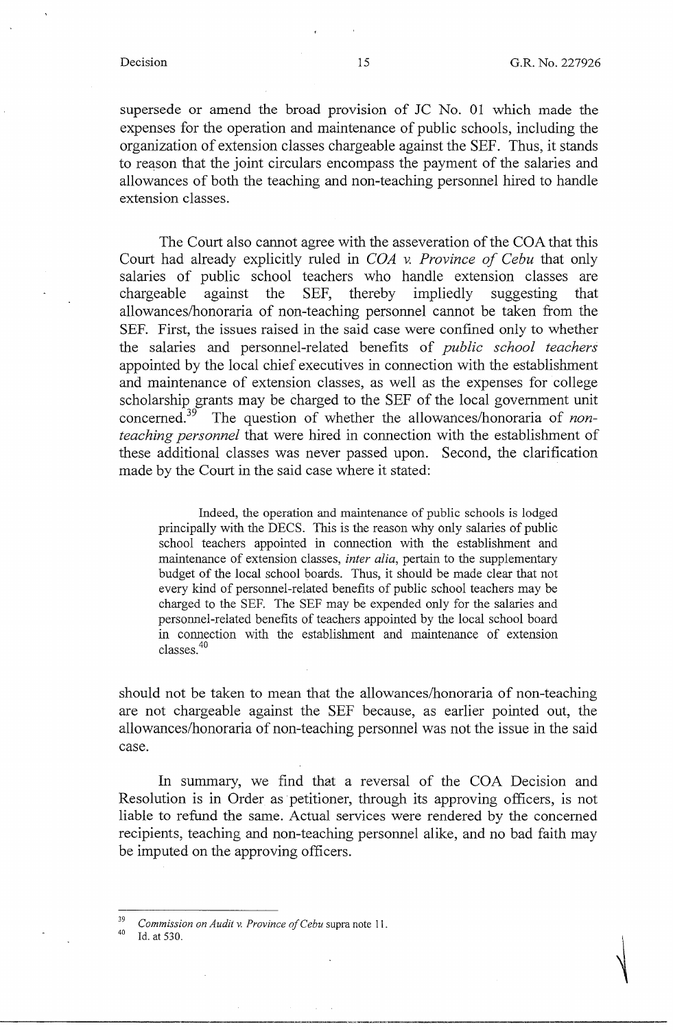supersede or amend the broad provision of JC No. 01 which made the expenses for the operation and maintenance of public schools, including the organization of extension classes chargeable against the SEF. Thus, it stands to reason that the joint circulars encompass the payment of the salaries and allowances of both the teaching and non-teaching personnel hired to handle extension classes.

The Court also cannot agree with the asseveration of the COA that this Court had already explicitly ruled in *COA v. Province of Cebu* that only salaries of public school teachers who handle extension classes are chargeable against the SEF, thereby impliedly suggesting that allowances/honoraria of non-teaching personnel cannot be taken from the SEF. First, the issues raised in the said case were confined only to whether the salaries and personnel-related benefits of *public school teachers* appointed by the local chief executives in connection with the establishment and maintenance of extension classes, as well as the expenses for college scholarship grants may be charged to the SEF of the local government unit concerned.[39] The question of whether the allowances/honoraria of *non-teaching personnel* that were hired in connection with the establishment of these additional classes was never passed upon. Second, the clarification made by the Court in the said case where it stated:

> Indeed, the operation and maintenance of public schools is lodged principally with the DECS. This is the reason why only salaries of public school teachers appointed in connection with the establishment and maintenance of extension classes, *inter alia*, pertain to the supplementary budget of the local school boards. Thus, it should be made clear that not every kind of personnel-related benefits of public school teachers may be charged to the SEF. The SEF may be expended only for the salaries and personnel-related benefits of teachers appointed by the local school board in connection with the establishment and maintenance of extension classes.[40]

should not be taken to mean that the allowances/honoraria of non-teaching are not chargeable against the SEF because, as earlier pointed out, the allowances/honoraria of non-teaching personnel was not the issue in the said case.

In summary, we find that a reversal of the COA Decision and Resolution is in Order as petitioner, through its approving officers, is not liable to refund the same. Actual services were rendered by the concerned recipients, teaching and non-teaching personnel alike, and no bad faith may be imputed on the approving officers.

---

[39] *Commission on Audit v. Province of Cebu* supra note 11.

[40] Id. at 530.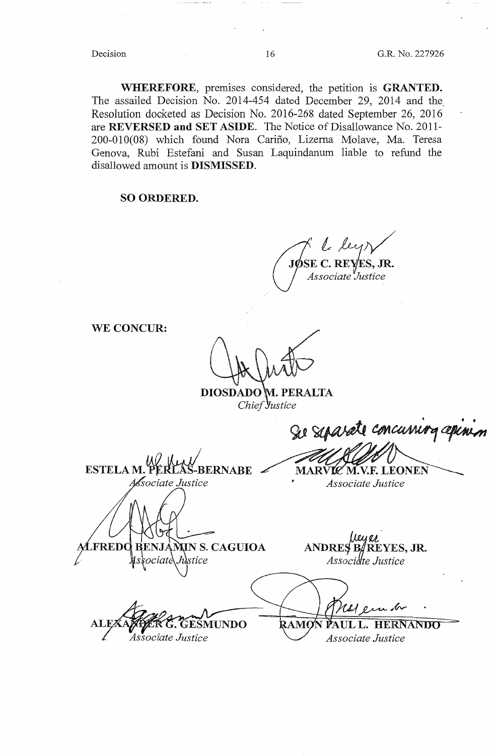**WHEREFORE**, premises considered, the petition is **GRANTED.** The assailed Decision No. 2014-454 dated December 29, 2014 and the Resolution docketed as Decision No. 2016-268 dated September 26, 2016 are **REVERSED and SET ASIDE**. The Notice of Disallowance No. 2011-200-010(08) which found Nora Cariño, Lizerna Molave, Ma. Teresa Genova, Rubi Estefani and Susan Laquindanum liable to refund the disallowed amount is **DISMISSED**.

**SO ORDERED.**

**JOSE C. REYES, JR.**
*Associate Justice*

**WE CONCUR:**

**DIOSDADO M. PERALTA**
*Chief Justice*

**ESTELA M. PERLAS-BERNABE**
*Associate Justice*

See separate concurring opinion
**MARVIC M.V.F. LEONEN**
*Associate Justice*

**ALFREDO BENJAMIN S. CAGUIOA**
*Associate Justice*

**ANDRES B. REYES, JR.**
*Associate Justice*

**ALEXANDER G. GESMUNDO**
*Associate Justice*

**RAMON PAUL L. HERNANDO**
*Associate Justice*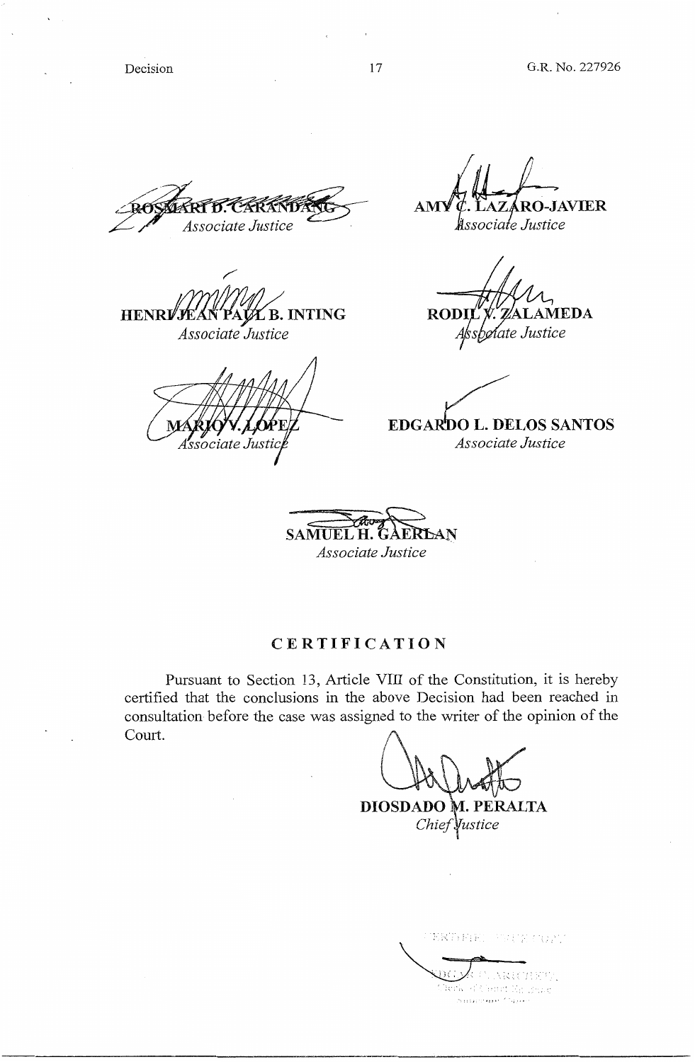ROSMARI D. CARANDANG
*Associate Justice*

AMY C. LAZARO-JAVIER
*Associate Justice*

HENRI JEAN PAUL B. INTING
*Associate Justice*

RODIL V. ZALAMEDA
*Associate Justice*

MARIO V. LOPEZ
*Associate Justice*

EDGARDO L. DELOS SANTOS
*Associate Justice*

SAMUEL H. GAERLAN
*Associate Justice*

## CERTIFICATION

Pursuant to Section 13, Article VIII of the Constitution, it is hereby certified that the conclusions in the above Decision had been reached in consultation before the case was assigned to the writer of the opinion of the Court.

**DIOSDADO M. PERALTA**
*Chief Justice*